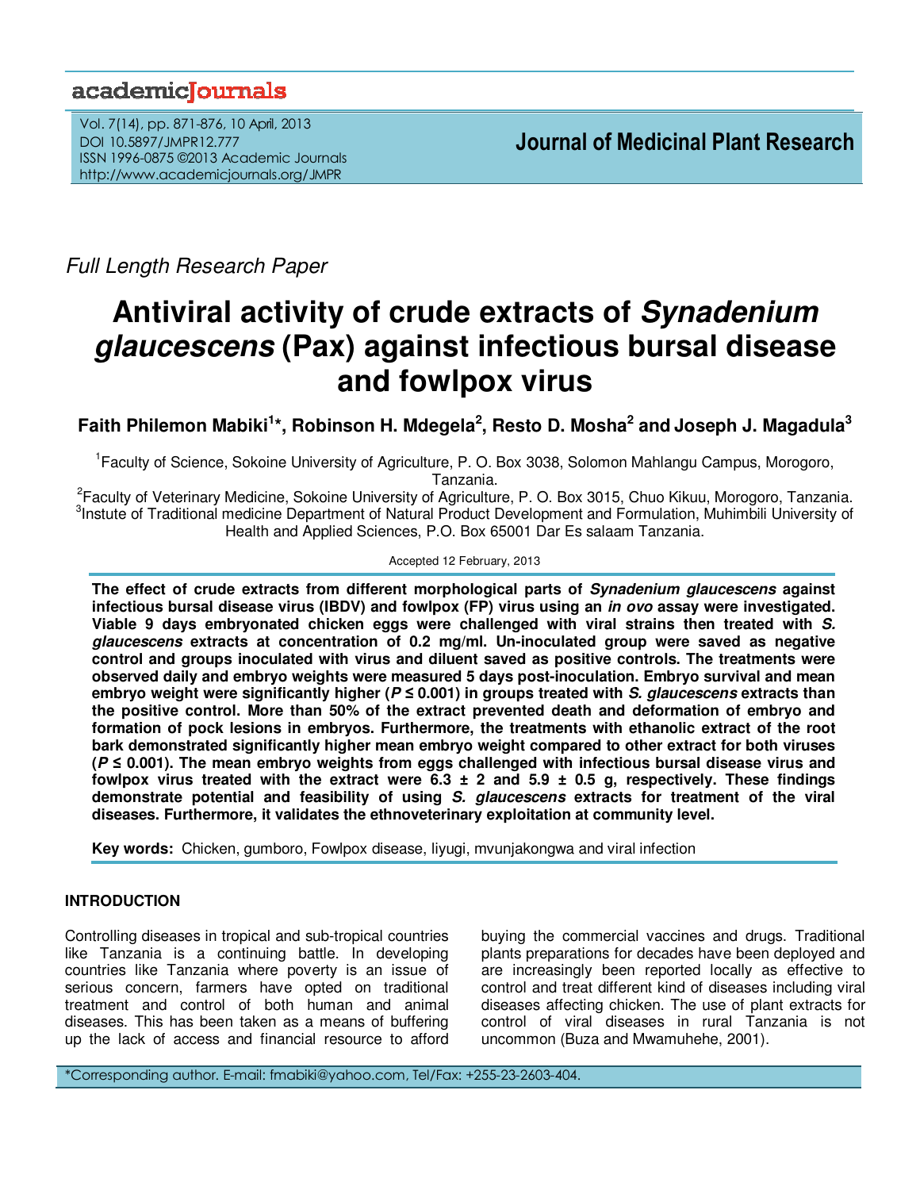Full Length Research Paper

# Antiviral activity of crude extracts of *Synadenium glaucescens* (Pax) against infectious bursal disease and fowlpox virus

**Faith Philemon Mabiki[1]*, Robinson H. Mdegela[2], Resto D. Mosha[2] and Joseph J. Magadula[3]**

[1]Faculty of Science, Sokoine University of Agriculture, P. O. Box 3038, Solomon Mahlangu Campus, Morogoro, Tanzania.
[2]Faculty of Veterinary Medicine, Sokoine University of Agriculture, P. O. Box 3015, Chuo Kikuu, Morogoro, Tanzania.
[3]Instute of Traditional medicine Department of Natural Product Development and Formulation, Muhimbili University of Health and Applied Sciences, P.O. Box 65001 Dar Es salaam Tanzania.

Accepted 12 February, 2013

**The effect of crude extracts from different morphological parts of *Synadenium glaucescens* against infectious bursal disease virus (IBDV) and fowlpox (FP) virus using an *in ovo* assay were investigated. Viable 9 days embryonated chicken eggs were challenged with viral strains then treated with *S. glaucescens* extracts at concentration of 0.2 mg/ml. Un-inoculated group were saved as negative control and groups inoculated with virus and diluent saved as positive controls. The treatments were observed daily and embryo weights were measured 5 days post-inoculation. Embryo survival and mean embryo weight were significantly higher ($P \leq 0.001$) in groups treated with *S. glaucescens* extracts than the positive control. More than 50% of the extract prevented death and deformation of embryo and formation of pock lesions in embryos. Furthermore, the treatments with ethanolic extract of the root bark demonstrated significantly higher mean embryo weight compared to other extract for both viruses ($P \leq 0.001$). The mean embryo weights from eggs challenged with infectious bursal disease virus and fowlpox virus treated with the extract were 6.3 ± 2 and 5.9 ± 0.5 g, respectively. These findings demonstrate potential and feasibility of using *S. glaucescens* extracts for treatment of the viral diseases. Furthermore, it validates the ethnoveterinary exploitation at community level.**

**Key words:** Chicken, gumboro, Fowlpox disease, liyugi, mvunjakongwa and viral infection

## INTRODUCTION

Controlling diseases in tropical and sub-tropical countries like Tanzania is a continuing battle. In developing countries like Tanzania where poverty is an issue of serious concern, farmers have opted on traditional treatment and control of both human and animal diseases. This has been taken as a means of buffering up the lack of access and financial resource to afford buying the commercial vaccines and drugs. Traditional plants preparations for decades have been deployed and are increasingly been reported locally as effective to control and treat different kind of diseases including viral diseases affecting chicken. The use of plant extracts for control of viral diseases in rural Tanzania is not uncommon (Buza and Mwamuhehe, 2001).

*Corresponding author. E-mail: fmabiki@yahoo.com, Tel/Fax: +255-23-2603-404.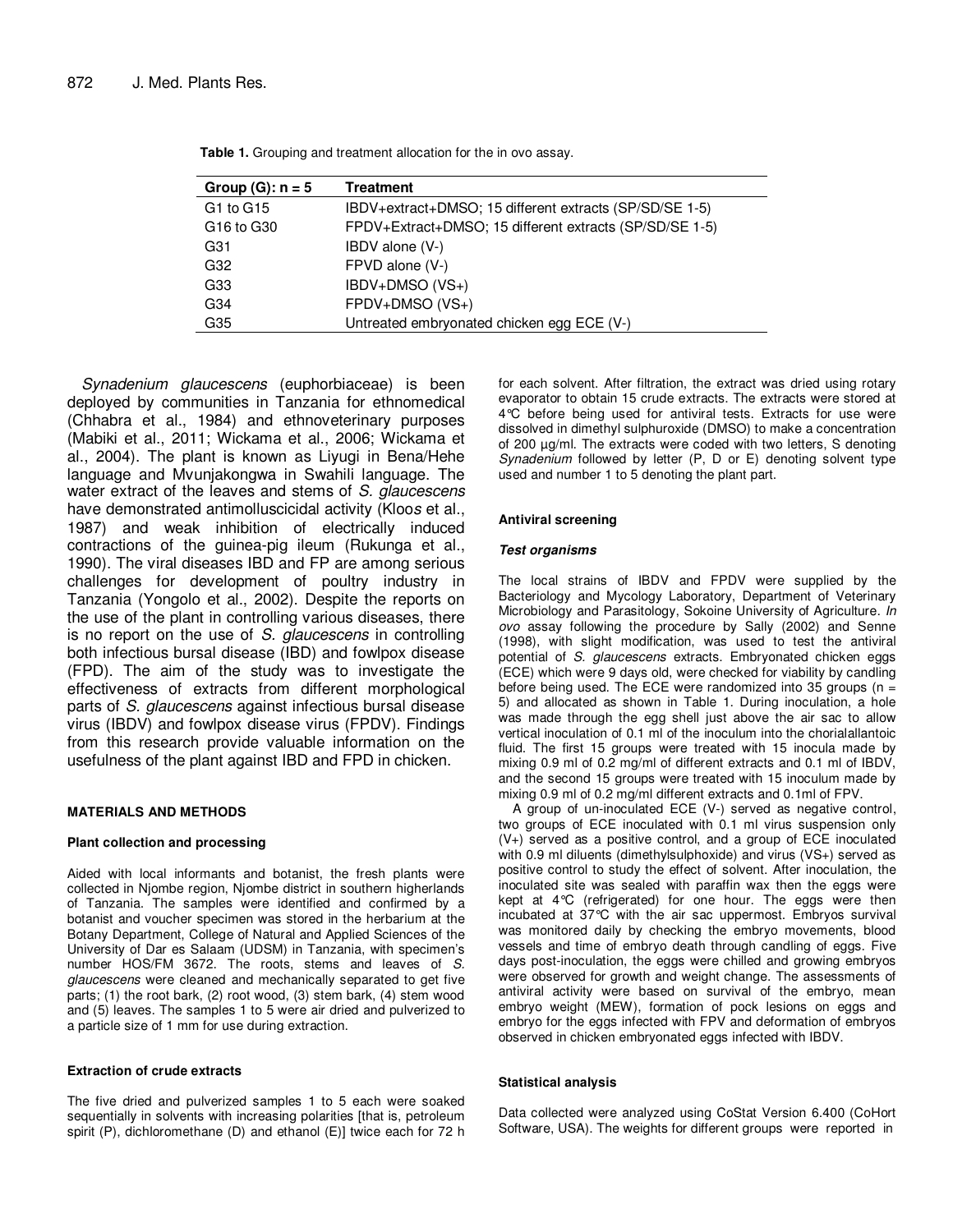**Table 1.** Grouping and treatment allocation for the in ovo assay.

| Group (G): n = 5 | Treatment |
|---|---|
| G1 to G15 | IBDV+extract+DMSO; 15 different extracts (SP/SD/SE 1-5) |
| G16 to G30 | FPDV+Extract+DMSO; 15 different extracts (SP/SD/SE 1-5) |
| G31 | IBDV alone (V-) |
| G32 | FPVD alone (V-) |
| G33 | IBDV+DMSO (VS+) |
| G34 | FPDV+DMSO (VS+) |
| G35 | Untreated embryonated chicken egg ECE (V-) |

*Synadenium glaucescens* (euphorbiaceae) is been deployed by communities in Tanzania for ethnomedical (Chhabra et al., 1984) and ethnoveterinary purposes (Mabiki et al., 2011; Wickama et al., 2006; Wickama et al., 2004). The plant is known as Liyugi in Bena/Hehe language and Mvunjakongwa in Swahili language. The water extract of the leaves and stems of *S. glaucescens* have demonstrated antimolluscicidal activity (Kloos et al., 1987) and weak inhibition of electrically induced contractions of the guinea-pig ileum (Rukunga et al., 1990). The viral diseases IBD and FP are among serious challenges for development of poultry industry in Tanzania (Yongolo et al., 2002). Despite the reports on the use of the plant in controlling various diseases, there is no report on the use of *S. glaucescens* in controlling both infectious bursal disease (IBD) and fowlpox disease (FPD). The aim of the study was to investigate the effectiveness of extracts from different morphological parts of *S. glaucescens* against infectious bursal disease virus (IBDV) and fowlpox disease virus (FPDV). Findings from this research provide valuable information on the usefulness of the plant against IBD and FPD in chicken.

## MATERIALS AND METHODS

### Plant collection and processing

Aided with local informants and botanist, the fresh plants were collected in Njombe region, Njombe district in southern higherlands of Tanzania. The samples were identified and confirmed by a botanist and voucher specimen was stored in the herbarium at the Botany Department, College of Natural and Applied Sciences of the University of Dar es Salaam (UDSM) in Tanzania, with specimen's number HOS/FM 3672. The roots, stems and leaves of *S. glaucescens* were cleaned and mechanically separated to get five parts; (1) the root bark, (2) root wood, (3) stem bark, (4) stem wood and (5) leaves. The samples 1 to 5 were air dried and pulverized to a particle size of 1 mm for use during extraction.

### Extraction of crude extracts

The five dried and pulverized samples 1 to 5 each were soaked sequentially in solvents with increasing polarities [that is, petroleum spirit (P), dichloromethane (D) and ethanol (E)] twice each for 72 h for each solvent. After filtration, the extract was dried using rotary evaporator to obtain 15 crude extracts. The extracts were stored at 4°C before being used for antiviral tests. Extracts for use were dissolved in dimethyl sulphuroxide (DMSO) to make a concentration of 200 µg/ml. The extracts were coded with two letters, S denoting *Synadenium* followed by letter (P, D or E) denoting solvent type used and number 1 to 5 denoting the plant part.

### Antiviral screening

#### *Test organisms*

The local strains of IBDV and FPDV were supplied by the Bacteriology and Mycology Laboratory, Department of Veterinary Microbiology and Parasitology, Sokoine University of Agriculture. *In ovo* assay following the procedure by Sally (2002) and Senne (1998), with slight modification, was used to test the antiviral potential of *S. glaucescens* extracts. Embryonated chicken eggs (ECE) which were 9 days old, were checked for viability by candling before being used. The ECE were randomized into 35 groups (n = 5) and allocated as shown in Table 1. During inoculation, a hole was made through the egg shell just above the air sac to allow vertical inoculation of 0.1 ml of the inoculum into the chorialallantoic fluid. The first 15 groups were treated with 15 inocula made by mixing 0.9 ml of 0.2 mg/ml of different extracts and 0.1 ml of IBDV, and the second 15 groups were treated with 15 inoculum made by mixing 0.9 ml of 0.2 mg/ml different extracts and 0.1ml of FPV.

A group of un-inoculated ECE (V-) served as negative control, two groups of ECE inoculated with 0.1 ml virus suspension only (V+) served as a positive control, and a group of ECE inoculated with 0.9 ml diluents (dimethylsulphoxide) and virus (VS+) served as positive control to study the effect of solvent. After inoculation, the inoculated site was sealed with paraffin wax then the eggs were kept at 4°C (refrigerated) for one hour. The eggs were then incubated at 37°C with the air sac uppermost. Embryos survival was monitored daily by checking the embryo movements, blood vessels and time of embryo death through candling of eggs. Five days post-inoculation, the eggs were chilled and growing embryos were observed for growth and weight change. The assessments of antiviral activity were based on survival of the embryo, mean embryo weight (MEW), formation of pock lesions on eggs and embryo for the eggs infected with FPV and deformation of embryos observed in chicken embryonated eggs infected with IBDV.

### Statistical analysis

Data collected were analyzed using CoStat Version 6.400 (CoHort Software, USA). The weights for different groups were reported in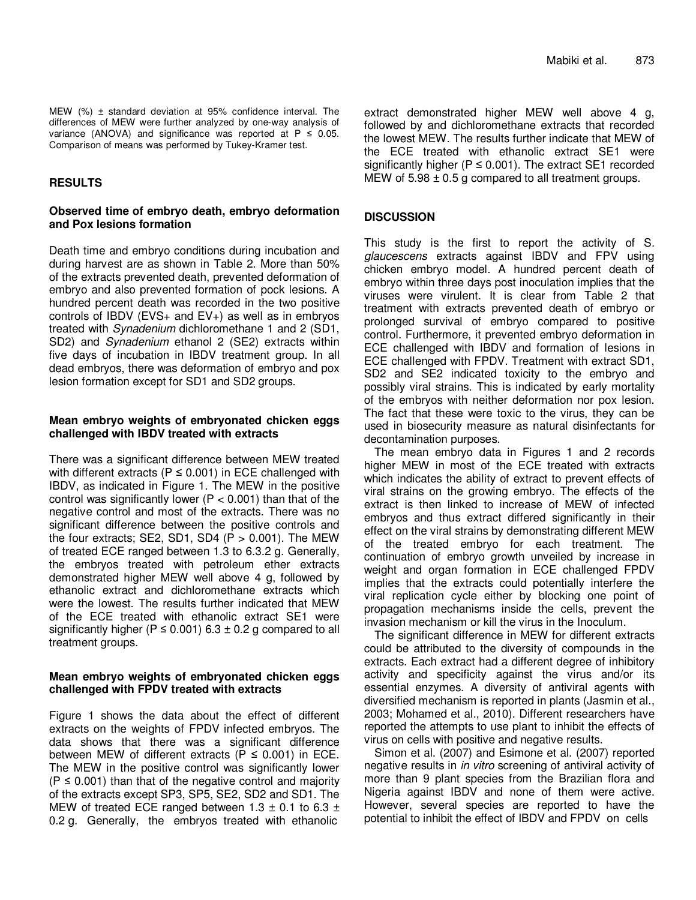MEW (%) ± standard deviation at 95% confidence interval. The differences of MEW were further analyzed by one-way analysis of variance (ANOVA) and significance was reported at $P \leq 0.05$. Comparison of means was performed by Tukey-Kramer test.

## RESULTS

### Observed time of embryo death, embryo deformation and Pox lesions formation

Death time and embryo conditions during incubation and during harvest are as shown in Table 2. More than 50% of the extracts prevented death, prevented deformation of embryo and also prevented formation of pock lesions. A hundred percent death was recorded in the two positive controls of IBDV (EVS+ and EV+) as well as in embryos treated with *Synadenium* dichloromethane 1 and 2 (SD1, SD2) and *Synadenium* ethanol 2 (SE2) extracts within five days of incubation in IBDV treatment group. In all dead embryos, there was deformation of embryo and pox lesion formation except for SD1 and SD2 groups.

### Mean embryo weights of embryonated chicken eggs challenged with IBDV treated with extracts

There was a significant difference between MEW treated with different extracts ($P \leq 0.001$) in ECE challenged with IBDV, as indicated in Figure 1. The MEW in the positive control was significantly lower ($P < 0.001$) than that of the negative control and most of the extracts. There was no significant difference between the positive controls and the four extracts; SE2, SD1, SD4 ($P > 0.001$). The MEW of treated ECE ranged between 1.3 to 6.3.2 g. Generally, the embryos treated with petroleum ether extracts demonstrated higher MEW well above 4 g, followed by ethanolic extract and dichloromethane extracts which were the lowest. The results further indicated that MEW of the ECE treated with ethanolic extract SE1 were significantly higher ($P \leq 0.001$) 6.3 ± 0.2 g compared to all treatment groups.

### Mean embryo weights of embryonated chicken eggs challenged with FPDV treated with extracts

Figure 1 shows the data about the effect of different extracts on the weights of FPDV infected embryos. The data shows that there was a significant difference between MEW of different extracts ($P \leq 0.001$) in ECE. The MEW in the positive control was significantly lower ($P \leq 0.001$) than that of the negative control and majority of the extracts except SP3, SP5, SE2, SD2 and SD1. The MEW of treated ECE ranged between 1.3 ± 0.1 to 6.3 ± 0.2 g. Generally, the embryos treated with ethanolic extract demonstrated higher MEW well above 4 g, followed by and dichloromethane extracts that recorded the lowest MEW. The results further indicate that MEW of the ECE treated with ethanolic extract SE1 were significantly higher ($P \leq 0.001$). The extract SE1 recorded MEW of 5.98 ± 0.5 g compared to all treatment groups.

## DISCUSSION

This study is the first to report the activity of *S. glaucescens* extracts against IBDV and FPV using chicken embryo model. A hundred percent death of embryo within three days post inoculation implies that the viruses were virulent. It is clear from Table 2 that treatment with extracts prevented death of embryo or prolonged survival of embryo compared to positive control. Furthermore, it prevented embryo deformation in ECE challenged with IBDV and formation of lesions in ECE challenged with FPDV. Treatment with extract SD1, SD2 and SE2 indicated toxicity to the embryo and possibly viral strains. This is indicated by early mortality of the embryos with neither deformation nor pox lesion. The fact that these were toxic to the virus, they can be used in biosecurity measure as natural disinfectants for decontamination purposes.

The mean embryo data in Figures 1 and 2 records higher MEW in most of the ECE treated with extracts which indicates the ability of extract to prevent effects of viral strains on the growing embryo. The effects of the extract is then linked to increase of MEW of infected embryos and thus extract differed significantly in their effect on the viral strains by demonstrating different MEW of the treated embryo for each treatment. The continuation of embryo growth unveiled by increase in weight and organ formation in ECE challenged FPDV implies that the extracts could potentially interfere the viral replication cycle either by blocking one point of propagation mechanisms inside the cells, prevent the invasion mechanism or kill the virus in the Inoculum.

The significant difference in MEW for different extracts could be attributed to the diversity of compounds in the extracts. Each extract had a different degree of inhibitory activity and specificity against the virus and/or its essential enzymes. A diversity of antiviral agents with diversified mechanism is reported in plants (Jasmin et al., 2003; Mohamed et al., 2010). Different researchers have reported the attempts to use plant to inhibit the effects of virus on cells with positive and negative results.

Simon et al. (2007) and Esimone et al. (2007) reported negative results in *in vitro* screening of antiviral activity of more than 9 plant species from the Brazilian flora and Nigeria against IBDV and none of them were active. However, several species are reported to have the potential to inhibit the effect of IBDV and FPDV on cells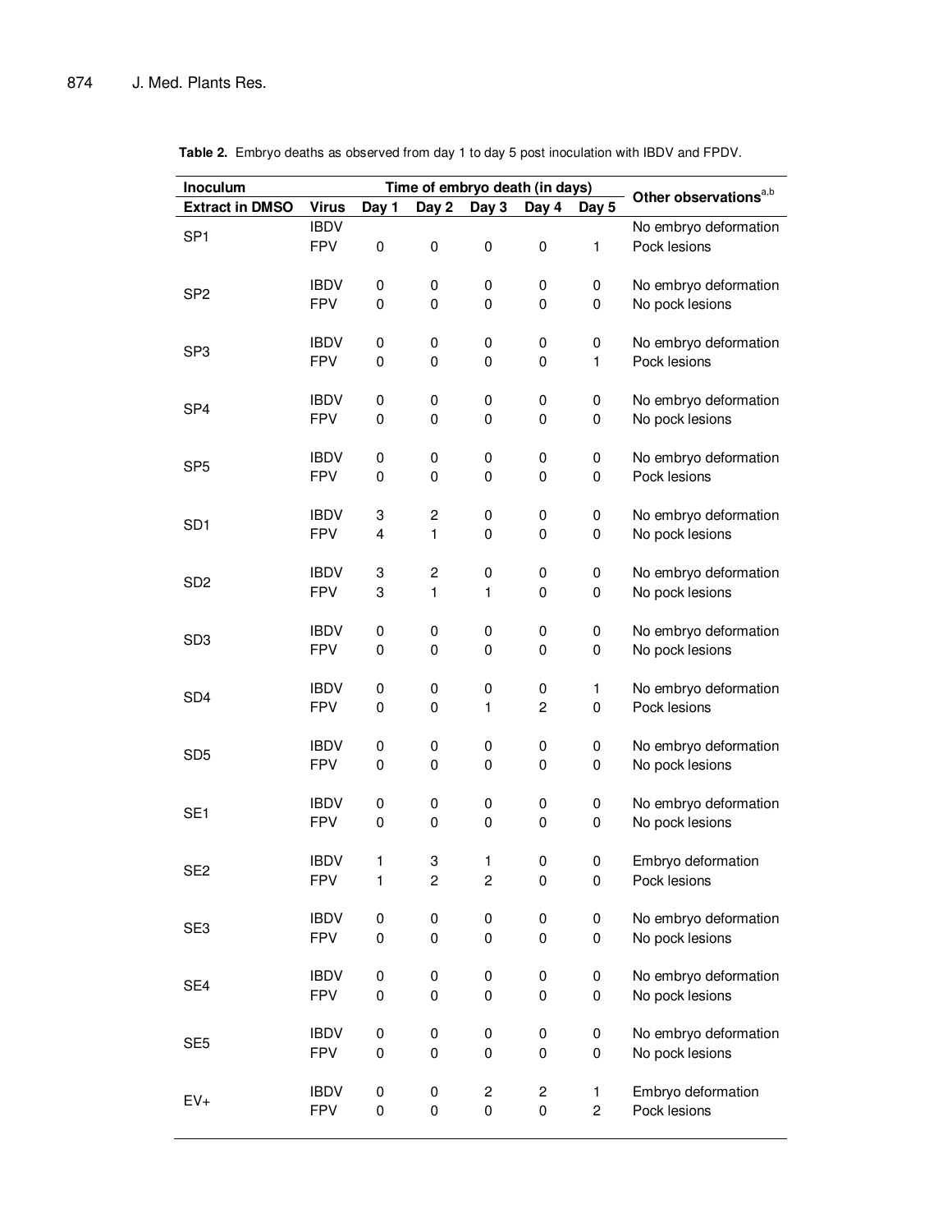**Table 2.** Embryo deaths as observed from day 1 to day 5 post inoculation with IBDV and FPDV.

| Inoculum | | Time of embryo death (in days) | | | | | Other observations[a,b] |
|---|---|---|---|---|---|---|---|
| Extract in DMSO | Virus | Day 1 | Day 2 | Day 3 | Day 4 | Day 5 | |
| SP1 | IBDV | | | | | | No embryo deformation |
| | FPV | 0 | 0 | 0 | 0 | 1 | Pock lesions |
| SP2 | IBDV | 0 | 0 | 0 | 0 | 0 | No embryo deformation |
| | FPV | 0 | 0 | 0 | 0 | 0 | No pock lesions |
| SP3 | IBDV | 0 | 0 | 0 | 0 | 0 | No embryo deformation |
| | FPV | 0 | 0 | 0 | 0 | 1 | Pock lesions |
| SP4 | IBDV | 0 | 0 | 0 | 0 | 0 | No embryo deformation |
| | FPV | 0 | 0 | 0 | 0 | 0 | No pock lesions |
| SP5 | IBDV | 0 | 0 | 0 | 0 | 0 | No embryo deformation |
| | FPV | 0 | 0 | 0 | 0 | 0 | Pock lesions |
| SD1 | IBDV | 3 | 2 | 0 | 0 | 0 | No embryo deformation |
| | FPV | 4 | 1 | 0 | 0 | 0 | No pock lesions |
| SD2 | IBDV | 3 | 2 | 0 | 0 | 0 | No embryo deformation |
| | FPV | 3 | 1 | 1 | 0 | 0 | No pock lesions |
| SD3 | IBDV | 0 | 0 | 0 | 0 | 0 | No embryo deformation |
| | FPV | 0 | 0 | 0 | 0 | 0 | No pock lesions |
| SD4 | IBDV | 0 | 0 | 0 | 0 | 1 | No embryo deformation |
| | FPV | 0 | 0 | 1 | 2 | 0 | Pock lesions |
| SD5 | IBDV | 0 | 0 | 0 | 0 | 0 | No embryo deformation |
| | FPV | 0 | 0 | 0 | 0 | 0 | No pock lesions |
| SE1 | IBDV | 0 | 0 | 0 | 0 | 0 | No embryo deformation |
| | FPV | 0 | 0 | 0 | 0 | 0 | No pock lesions |
| SE2 | IBDV | 1 | 3 | 1 | 0 | 0 | Embryo deformation |
| | FPV | 1 | 2 | 2 | 0 | 0 | Pock lesions |
| SE3 | IBDV | 0 | 0 | 0 | 0 | 0 | No embryo deformation |
| | FPV | 0 | 0 | 0 | 0 | 0 | No pock lesions |
| SE4 | IBDV | 0 | 0 | 0 | 0 | 0 | No embryo deformation |
| | FPV | 0 | 0 | 0 | 0 | 0 | No pock lesions |
| SE5 | IBDV | 0 | 0 | 0 | 0 | 0 | No embryo deformation |
| | FPV | 0 | 0 | 0 | 0 | 0 | No pock lesions |
| EV+ | IBDV | 0 | 0 | 2 | 2 | 1 | Embryo deformation |
| | FPV | 0 | 0 | 0 | 0 | 2 | Pock lesions |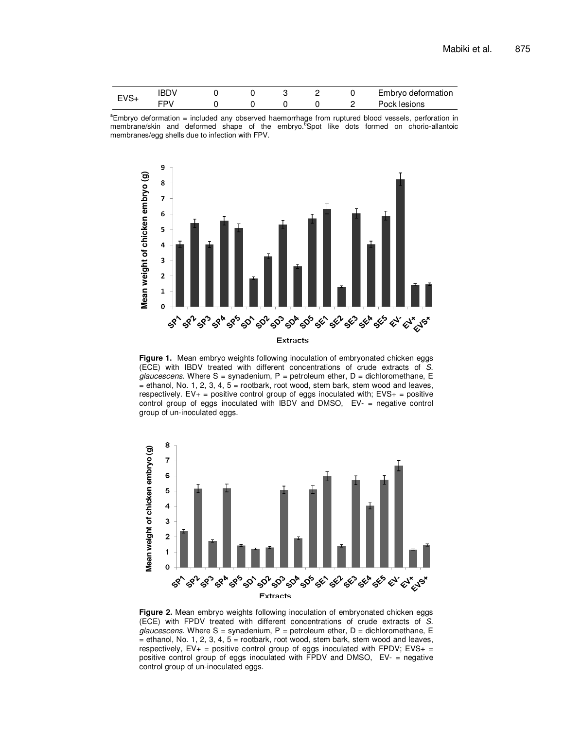| EVS+ | IBDV | 0 | 0 | 3 | 2 | 0 | Embryo deformation |
|---|---|---|---|---|---|---|---|
| | FPV | 0 | 0 | 0 | 0 | 2 | Pock lesions |

[a]Embryo deformation = included any observed haemorrhage from ruptured blood vessels, perforation in membrane/skin and deformed shape of the embryo.[b]Spot like dots formed on chorio-allantoic membranes/egg shells due to infection with FPV.

**Figure 1.** Mean embryo weights following inoculation of embryonated chicken eggs (ECE) with IBDV treated with different concentrations of crude extracts of *S. glaucescens*. Where S = synadenium, P = petroleum ether, D = dichloromethane, E = ethanol, No. 1, 2, 3, 4, 5 = rootbark, root wood, stem bark, stem wood and leaves, respectively. EV+ = positive control group of eggs inoculated with; EVS+ = positive control group of eggs inoculated with IBDV and DMSO, EV- = negative control group of un-inoculated eggs.

**Figure 2.** Mean embryo weights following inoculation of embryonated chicken eggs (ECE) with FPDV treated with different concentrations of crude extracts of *S. glaucescens*. Where S = synadenium, P = petroleum ether, D = dichloromethane, E = ethanol, No. 1, 2, 3, 4, 5 = rootbark, root wood, stem bark, stem wood and leaves, respectively, EV+ = positive control group of eggs inoculated with FPDV; EVS+ = positive control group of eggs inoculated with FPDV and DMSO, EV- = negative control group of un-inoculated eggs.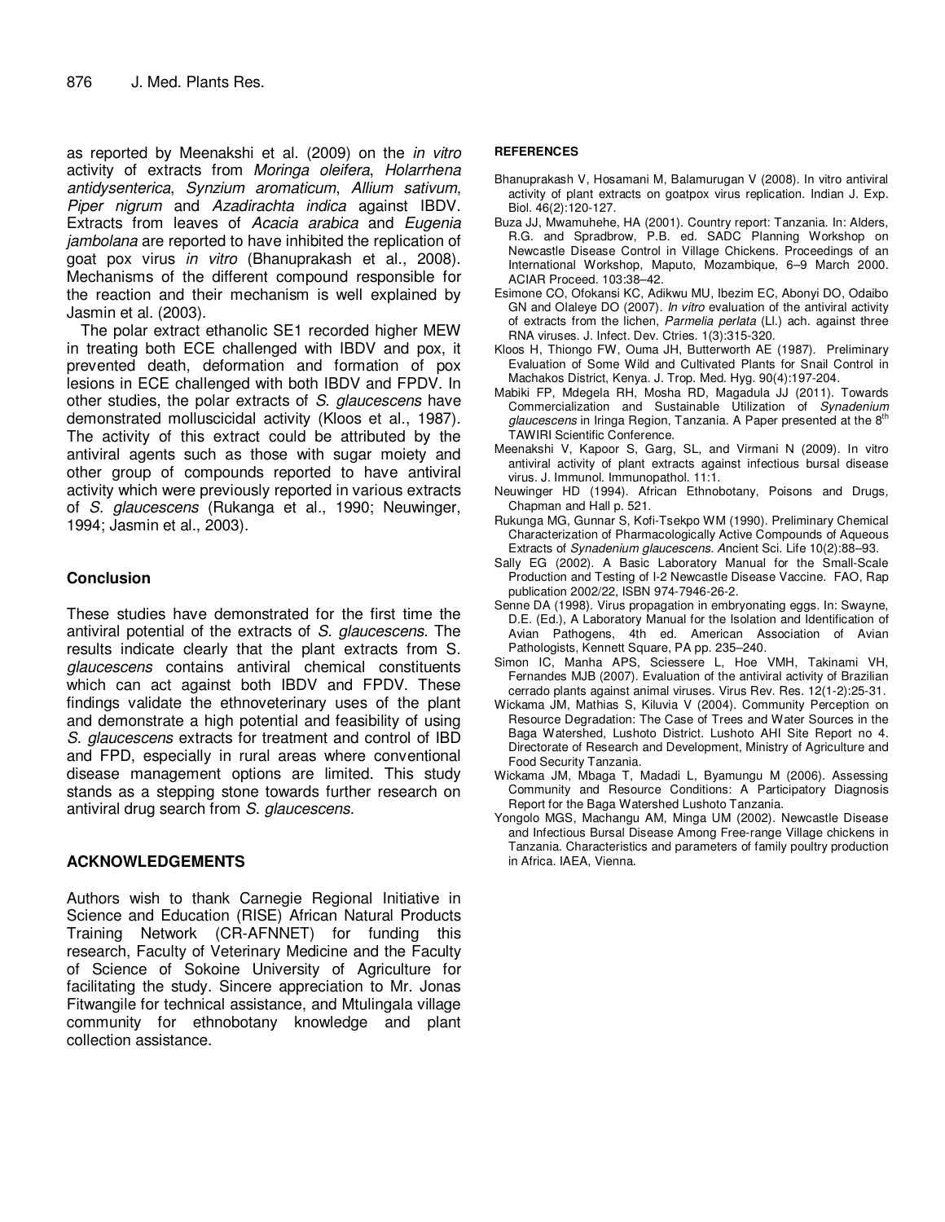as reported by Meenakshi et al. (2009) on the *in vitro* activity of extracts from *Moringa oleifera*, *Holarrhena antidysenterica*, *Synzium aromaticum*, *Allium sativum*, *Piper nigrum* and *Azadirachta indica* against IBDV. Extracts from leaves of *Acacia arabica* and *Eugenia jambolana* are reported to have inhibited the replication of goat pox virus *in vitro* (Bhanuprakash et al., 2008). Mechanisms of the different compound responsible for the reaction and their mechanism is well explained by Jasmin et al. (2003).

The polar extract ethanolic SE1 recorded higher MEW in treating both ECE challenged with IBDV and pox, it prevented death, deformation and formation of pox lesions in ECE challenged with both IBDV and FPDV. In other studies, the polar extracts of *S. glaucescens* have demonstrated molluscicidal activity (Kloos et al., 1987). The activity of this extract could be attributed by the antiviral agents such as those with sugar moiety and other group of compounds reported to have antiviral activity which were previously reported in various extracts of *S. glaucescens* (Rukanga et al., 1990; Neuwinger, 1994; Jasmin et al., 2003).

## Conclusion

These studies have demonstrated for the first time the antiviral potential of the extracts of *S. glaucescens*. The results indicate clearly that the plant extracts from S. *glaucescens* contains antiviral chemical constituents which can act against both IBDV and FPDV. These findings validate the ethnoveterinary uses of the plant and demonstrate a high potential and feasibility of using *S. glaucescens* extracts for treatment and control of IBD and FPD, especially in rural areas where conventional disease management options are limited. This study stands as a stepping stone towards further research on antiviral drug search from *S. glaucescens.*

## ACKNOWLEDGEMENTS

Authors wish to thank Carnegie Regional Initiative in Science and Education (RISE) African Natural Products Training Network (CR-AFNNET) for funding this research, Faculty of Veterinary Medicine and the Faculty of Science of Sokoine University of Agriculture for facilitating the study. Sincere appreciation to Mr. Jonas Fitwangile for technical assistance, and Mtulingala village community for ethnobotany knowledge and plant collection assistance.

## REFERENCES

Bhanuprakash V, Hosamani M, Balamurugan V (2008). In vitro antiviral activity of plant extracts on goatpox virus replication. Indian J. Exp. Biol. 46(2):120-127.

Buza JJ, Mwamuhehe, HA (2001). Country report: Tanzania. In: Alders, R.G. and Spradbrow, P.B. ed. SADC Planning Workshop on Newcastle Disease Control in Village Chickens. Proceedings of an International Workshop, Maputo, Mozambique, 6–9 March 2000. ACIAR Proceed. 103:38–42.

Esimone CO, Ofokansi KC, Adikwu MU, Ibezim EC, Abonyi DO, Odaibo GN and Olaleye DO (2007). *In vitro* evaluation of the antiviral activity of extracts from the lichen, *Parmelia perlata* (Ll.) ach. against three RNA viruses. J. Infect. Dev. Ctries. 1(3):315-320.

Kloos H, Thiongo FW, Ouma JH, Butterworth AE (1987). Preliminary Evaluation of Some Wild and Cultivated Plants for Snail Control in Machakos District, Kenya. J. Trop. Med. Hyg. 90(4):197-204.

Mabiki FP, Mdegela RH, Mosha RD, Magadula JJ (2011). Towards Commercialization and Sustainable Utilization of *Synadenium glaucescens* in Iringa Region, Tanzania. A Paper presented at the 8th TAWIRI Scientific Conference.

Meenakshi V, Kapoor S, Garg, SL, and Virmani N (2009). In vitro antiviral activity of plant extracts against infectious bursal disease virus. J. Immunol. Immunopathol. 11:1.

Neuwinger HD (1994). African Ethnobotany, Poisons and Drugs, Chapman and Hall p. 521.

Rukunga MG, Gunnar S, Kofi-Tsekpo WM (1990). Preliminary Chemical Characterization of Pharmacologically Active Compounds of Aqueous Extracts of *Synadenium glaucescens. A*ncient Sci. Life 10(2):88–93.

Sally EG (2002). A Basic Laboratory Manual for the Small-Scale Production and Testing of I-2 Newcastle Disease Vaccine. FAO, Rap publication 2002/22, ISBN 974-7946-26-2.

Senne DA (1998). Virus propagation in embryonating eggs. In: Swayne, D.E. (Ed.), A Laboratory Manual for the Isolation and Identification of Avian Pathogens, 4th ed. American Association of Avian Pathologists, Kennett Square, PA pp. 235–240.

Simon IC, Manha APS, Sciessere L, Hoe VMH, Takinami VH, Fernandes MJB (2007). Evaluation of the antiviral activity of Brazilian cerrado plants against animal viruses. Virus Rev. Res. 12(1-2):25-31.

Wickama JM, Mathias S, Kiluvia V (2004). Community Perception on Resource Degradation: The Case of Trees and Water Sources in the Baga Watershed, Lushoto District. Lushoto AHI Site Report no 4. Directorate of Research and Development, Ministry of Agriculture and Food Security Tanzania.

Wickama JM, Mbaga T, Madadi L, Byamungu M (2006). Assessing Community and Resource Conditions: A Participatory Diagnosis Report for the Baga Watershed Lushoto Tanzania.

Yongolo MGS, Machangu AM, Minga UM (2002). Newcastle Disease and Infectious Bursal Disease Among Free-range Village chickens in Tanzania. Characteristics and parameters of family poultry production in Africa. IAEA, Vienna.